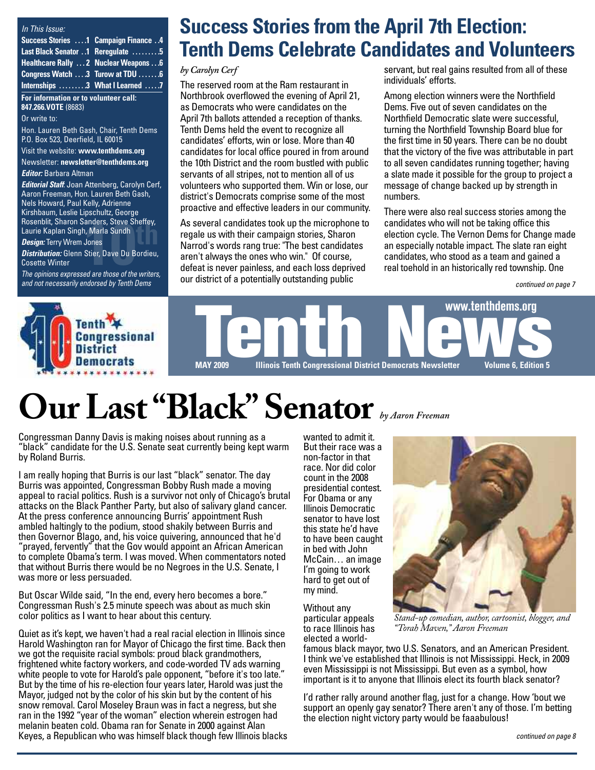*In This Issue:*

| | |
|---|---|
| **Success Stories ....1** | **Campaign Finance ..4** |
| **Last Black Senator ..1** | **Reregulate ........5** |
| **Healthcare Rally ...2** | **Nuclear Weapons ...6** |
| **Congress Watch ...3** | **Turow at TDU .......6** |
| **Internships .........3** | **What I Learned .....7** |

**For information or to volunteer call: 847.266.VOTE** (8683)

Or write to:

Hon. Lauren Beth Gash, Chair, Tenth Dems
P.O. Box 523, Deerfield, IL 60015

Visit the website: **www.tenthdems.org**

Newsletter: **newsletter@tenthdems.org**

***Editor:*** Barbara Altman

***Editorial Staff:*** Joan Attenberg, Carolyn Cerf, Aaron Freeman, Hon. Lauren Beth Gash, Nels Howard, Paul Kelly, Adrienne Kirshbaum, Leslie Lipschultz, George Rosenblit, Sharon Sanders, Steve Sheffey, Laurie Kaplan Singh, Marla Sundh

***Design:*** Terry Wrem Jones

***Distribution:*** Glenn Stier, Dave Du Bordieu, Cosette Winter

*The opinions expressed are those of the writers, and not necessarily endorsed by Tenth Dems*

# Success Stories from the April 7th Election: Tenth Dems Celebrate Candidates and Volunteers

*by Carolyn Cerf*

The reserved room at the Ram restaurant in Northbrook overflowed the evening of April 21, as Democrats who were candidates on the April 7th ballots attended a reception of thanks. Tenth Dems held the event to recognize all candidates' efforts, win or lose. More than 40 candidates for local office poured in from around the 10th District and the room bustled with public servants of all stripes, not to mention all of us volunteers who supported them. Win or lose, our district's Democrats comprise some of the most proactive and effective leaders in our community.

As several candidates took up the microphone to regale us with their campaign stories, Sharon Narrod's words rang true: "The best candidates aren't always the ones who win." Of course, defeat is never painless, and each loss deprived our district of a potentially outstanding public servant, but real gains resulted from all of these individuals' efforts.

Among election winners were the Northfield Dems. Five out of seven candidates on the Northfield Democratic slate were successful, turning the Northfield Township Board blue for the first time in 50 years. There can be no doubt that the victory of the five was attributable in part to all seven candidates running together; having a slate made it possible for the group to project a message of change backed up by strength in numbers.

There were also real success stories among the candidates who will not be taking office this election cycle. The Vernon Dems for Change made an especially notable impact. The slate ran eight candidates, who stood as a team and gained a real toehold in an historically red township. One

*continued on page 7*

Tenth Congressional District Democrats

www.tenthdems.org

# Tenth News

MAY 2009 — Illinois Tenth Congressional District Democrats Newsletter — Volume 6, Edition 5

# Our Last "Black" Senator

*by Aaron Freeman*

Congressman Danny Davis is making noises about running as a "black" candidate for the U.S. Senate seat currently being kept warm by Roland Burris.

I am really hoping that Burris is our last "black" senator. The day Burris was appointed, Congressman Bobby Rush made a moving appeal to racial politics. Rush is a survivor not only of Chicago's brutal attacks on the Black Panther Party, but also of salivary gland cancer. At the press conference announcing Burris' appointment Rush ambled haltingly to the podium, stood shakily between Burris and then Governor Blago, and, his voice quivering, announced that he'd "prayed, fervently" that the Gov would appoint an African American to complete Obama's term. I was moved. When commentators noted that without Burris there would be no Negroes in the U.S. Senate, I was more or less persuaded.

But Oscar Wilde said, "In the end, every hero becomes a bore." Congressman Rush's 2.5 minute speech was about as much skin color politics as I want to hear about this century.

Quiet as it's kept, we haven't had a real racial election in Illinois since Harold Washington ran for Mayor of Chicago the first time. Back then we got the requisite racial symbols: proud black grandmothers, frightened white factory workers, and code-worded TV ads warning white people to vote for Harold's pale opponent, "before it's too late." But by the time of his re-election four years later, Harold was just the Mayor, judged not by the color of his skin but by the content of his snow removal. Carol Moseley Braun was in fact a negress, but she ran in the 1992 "year of the woman" election wherein estrogen had melanin beaten cold. Obama ran for Senate in 2000 against Alan Keyes, a Republican who was himself black though few Illinois blacks wanted to admit it. But their race was a non-factor in that race. Nor did color count in the 2008 presidential contest. For Obama or any Illinois Democratic senator to have lost this state he'd have to have been caught in bed with John McCain… an image I'm going to work hard to get out of my mind.

*Stand-up comedian, author, cartoonist, blogger, and "Torah Maven," Aaron Freeman*

Without any particular appeals to race Illinois has elected a world-famous black mayor, two U.S. Senators, and an American President. I think we've established that Illinois is not Mississippi. Heck, in 2009 even Mississippi is not Mississippi. But even as a symbol, how important is it to anyone that Illinois elect its fourth black senator?

I'd rather rally around another flag, just for a change. How 'bout we support an openly gay senator? There aren't any of those. I'm betting the election night victory party would be faaabulous!

*continued on page 8*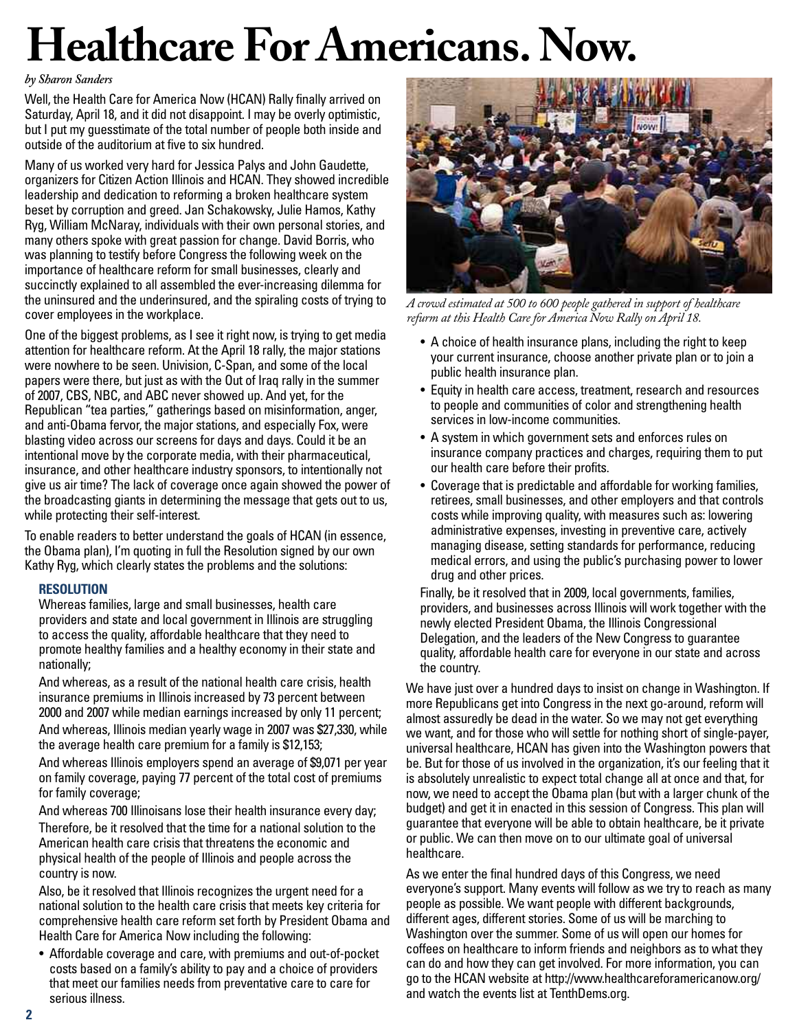# Healthcare For Americans. Now.

*by Sharon Sanders*

Well, the Health Care for America Now (HCAN) Rally finally arrived on Saturday, April 18, and it did not disappoint. I may be overly optimistic, but I put my guesstimate of the total number of people both inside and outside of the auditorium at five to six hundred.

Many of us worked very hard for Jessica Palys and John Gaudette, organizers for Citizen Action Illinois and HCAN. They showed incredible leadership and dedication to reforming a broken healthcare system beset by corruption and greed. Jan Schakowsky, Julie Hamos, Kathy Ryg, William McNaray, individuals with their own personal stories, and many others spoke with great passion for change. David Borris, who was planning to testify before Congress the following week on the importance of healthcare reform for small businesses, clearly and succinctly explained to all assembled the ever-increasing dilemma for the uninsured and the underinsured, and the spiraling costs of trying to cover employees in the workplace.

One of the biggest problems, as I see it right now, is trying to get media attention for healthcare reform. At the April 18 rally, the major stations were nowhere to be seen. Univision, C-Span, and some of the local papers were there, but just as with the Out of Iraq rally in the summer of 2007, CBS, NBC, and ABC never showed up. And yet, for the Republican "tea parties," gatherings based on misinformation, anger, and anti-Obama fervor, the major stations, and especially Fox, were blasting video across our screens for days and days. Could it be an intentional move by the corporate media, with their pharmaceutical, insurance, and other healthcare industry sponsors, to intentionally not give us air time? The lack of coverage once again showed the power of the broadcasting giants in determining the message that gets out to us, while protecting their self-interest.

To enable readers to better understand the goals of HCAN (in essence, the Obama plan), I'm quoting in full the Resolution signed by our own Kathy Ryg, which clearly states the problems and the solutions:

**RESOLUTION**

Whereas families, large and small businesses, health care providers and state and local government in Illinois are struggling to access the quality, affordable healthcare that they need to promote healthy families and a healthy economy in their state and nationally;

And whereas, as a result of the national health care crisis, health insurance premiums in Illinois increased by 73 percent between 2000 and 2007 while median earnings increased by only 11 percent;

And whereas, Illinois median yearly wage in 2007 was $27,330, while the average health care premium for a family is $12,153;

And whereas Illinois employers spend an average of $9,071 per year on family coverage, paying 77 percent of the total cost of premiums for family coverage;

And whereas 700 Illinoisans lose their health insurance every day;

Therefore, be it resolved that the time for a national solution to the American health care crisis that threatens the economic and physical health of the people of Illinois and people across the country is now.

Also, be it resolved that Illinois recognizes the urgent need for a national solution to the health care crisis that meets key criteria for comprehensive health care reform set forth by President Obama and Health Care for America Now including the following:

- Affordable coverage and care, with premiums and out-of-pocket costs based on a family's ability to pay and a choice of providers that meet our families needs from preventative care to care for serious illness.
- A choice of health insurance plans, including the right to keep your current insurance, choose another private plan or to join a public health insurance plan.
- Equity in health care access, treatment, research and resources to people and communities of color and strengthening health services in low-income communities.
- A system in which government sets and enforces rules on insurance company practices and charges, requiring them to put our health care before their profits.
- Coverage that is predictable and affordable for working families, retirees, small businesses, and other employers and that controls costs while improving quality, with measures such as: lowering administrative expenses, investing in preventive care, actively managing disease, setting standards for performance, reducing medical errors, and using the public's purchasing power to lower drug and other prices.

Finally, be it resolved that in 2009, local governments, families, providers, and businesses across Illinois will work together with the newly elected President Obama, the Illinois Congressional Delegation, and the leaders of the New Congress to guarantee quality, affordable health care for everyone in our state and across the country.

*A crowd estimated at 500 to 600 people gathered in support of healthcare refurm at this Health Care for America Now Rally on April 18.*

We have just over a hundred days to insist on change in Washington. If more Republicans get into Congress in the next go-around, reform will almost assuredly be dead in the water. So we may not get everything we want, and for those who will settle for nothing short of single-payer, universal healthcare, HCAN has given into the Washington powers that be. But for those of us involved in the organization, it's our feeling that it is absolutely unrealistic to expect total change all at once and that, for now, we need to accept the Obama plan (but with a larger chunk of the budget) and get it enacted in this session of Congress. This plan will guarantee that everyone will be able to obtain healthcare, be it private or public. We can then move on to our ultimate goal of universal healthcare.

As we enter the final hundred days of this Congress, we need everyone's support. Many events will follow as we try to reach as many people as possible. We want people with different backgrounds, different ages, different stories. Some of us will be marching to Washington over the summer. Some of us will open our homes for coffees on healthcare to inform friends and neighbors as to what they can do and how they can get involved. For more information, you can go to the HCAN website at http://www.healthcareforamericanow.org/ and watch the events list at TenthDems.org.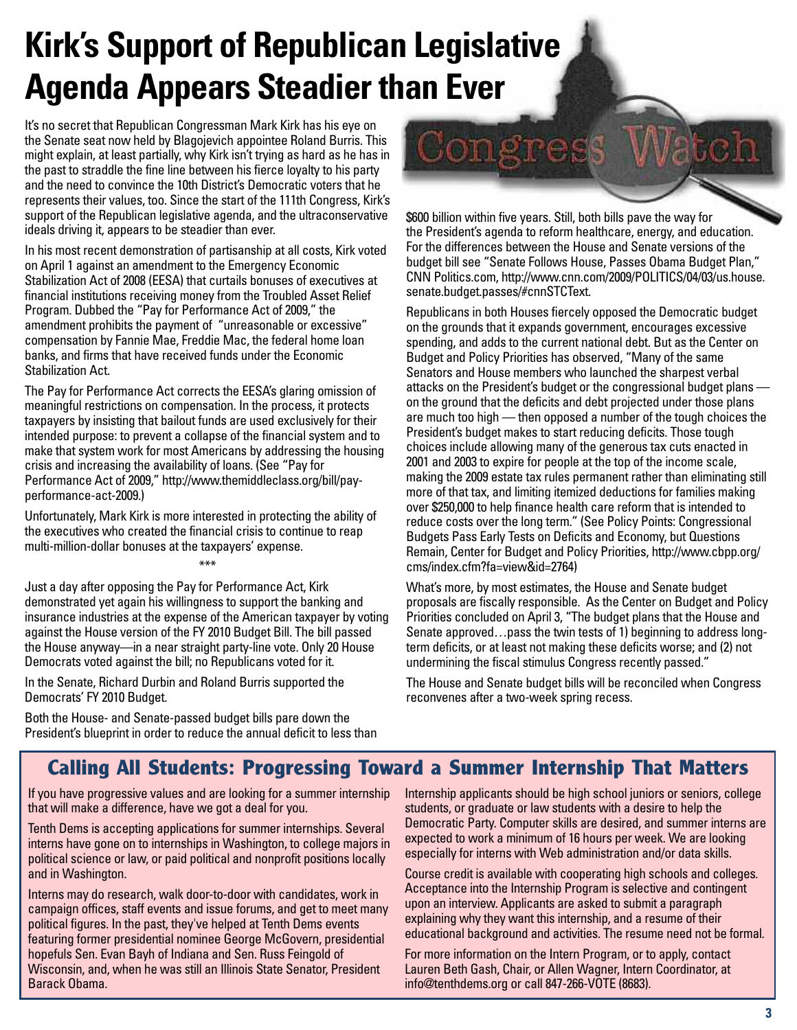# Kirk's Support of Republican Legislative Agenda Appears Steadier than Ever

Congress Watch

It's no secret that Republican Congressman Mark Kirk has his eye on the Senate seat now held by Blagojevich appointee Roland Burris. This might explain, at least partially, why Kirk isn't trying as hard as he has in the past to straddle the fine line between his fierce loyalty to his party and the need to convince the 10th District's Democratic voters that he represents their values, too. Since the start of the 111th Congress, Kirk's support of the Republican legislative agenda, and the ultraconservative ideals driving it, appears to be steadier than ever.

In his most recent demonstration of partisanship at all costs, Kirk voted on April 1 against an amendment to the Emergency Economic Stabilization Act of 2008 (EESA) that curtails bonuses of executives at financial institutions receiving money from the Troubled Asset Relief Program. Dubbed the "Pay for Performance Act of 2009," the amendment prohibits the payment of "unreasonable or excessive" compensation by Fannie Mae, Freddie Mac, the federal home loan banks, and firms that have received funds under the Economic Stabilization Act.

The Pay for Performance Act corrects the EESA's glaring omission of meaningful restrictions on compensation. In the process, it protects taxpayers by insisting that bailout funds are used exclusively for their intended purpose: to prevent a collapse of the financial system and to make that system work for most Americans by addressing the housing crisis and increasing the availability of loans. (See "Pay for Performance Act of 2009," http://www.themiddleclass.org/bill/pay-performance-act-2009.)

Unfortunately, Mark Kirk is more interested in protecting the ability of the executives who created the financial crisis to continue to reap multi-million-dollar bonuses at the taxpayers' expense.

\*\*\*

Just a day after opposing the Pay for Performance Act, Kirk demonstrated yet again his willingness to support the banking and insurance industries at the expense of the American taxpayer by voting against the House version of the FY 2010 Budget Bill. The bill passed the House anyway—in a near straight party-line vote. Only 20 House Democrats voted against the bill; no Republicans voted for it.

In the Senate, Richard Durbin and Roland Burris supported the Democrats' FY 2010 Budget.

Both the House- and Senate-passed budget bills pare down the President's blueprint in order to reduce the annual deficit to less than $600 billion within five years. Still, both bills pave the way for the President's agenda to reform healthcare, energy, and education. For the differences between the House and Senate versions of the budget bill see "Senate Follows House, Passes Obama Budget Plan," CNN Politics.com, http://www.cnn.com/2009/POLITICS/04/03/us.house.senate.budget.passes/#cnnSTCText.

Republicans in both Houses fiercely opposed the Democratic budget on the grounds that it expands government, encourages excessive spending, and adds to the current national debt. But as the Center on Budget and Policy Priorities has observed, "Many of the same Senators and House members who launched the sharpest verbal attacks on the President's budget or the congressional budget plans — on the ground that the deficits and debt projected under those plans are much too high — then opposed a number of the tough choices the President's budget makes to start reducing deficits. Those tough choices include allowing many of the generous tax cuts enacted in 2001 and 2003 to expire for people at the top of the income scale, making the 2009 estate tax rules permanent rather than eliminating still more of that tax, and limiting itemized deductions for families making over $250,000 to help finance health care reform that is intended to reduce costs over the long term." (See Policy Points: Congressional Budgets Pass Early Tests on Deficits and Economy, but Questions Remain, Center for Budget and Policy Priorities, http://www.cbpp.org/cms/index.cfm?fa=view&id=2764)

What's more, by most estimates, the House and Senate budget proposals are fiscally responsible. As the Center on Budget and Policy Priorities concluded on April 3, "The budget plans that the House and Senate approved…pass the twin tests of 1) beginning to address long-term deficits, or at least not making these deficits worse; and (2) not undermining the fiscal stimulus Congress recently passed."

The House and Senate budget bills will be reconciled when Congress reconvenes after a two-week spring recess.

## Calling All Students: Progressing Toward a Summer Internship That Matters

If you have progressive values and are looking for a summer internship that will make a difference, have we got a deal for you.

Tenth Dems is accepting applications for summer internships. Several interns have gone on to internships in Washington, to college majors in political science or law, or paid political and nonprofit positions locally and in Washington.

Interns may do research, walk door-to-door with candidates, work in campaign offices, staff events and issue forums, and get to meet many political figures. In the past, they've helped at Tenth Dems events featuring former presidential nominee George McGovern, presidential hopefuls Sen. Evan Bayh of Indiana and Sen. Russ Feingold of Wisconsin, and, when he was still an Illinois State Senator, President Barack Obama.

Internship applicants should be high school juniors or seniors, college students, or graduate or law students with a desire to help the Democratic Party. Computer skills are desired, and summer interns are expected to work a minimum of 16 hours per week. We are looking especially for interns with Web administration and/or data skills.

Course credit is available with cooperating high schools and colleges. Acceptance into the Internship Program is selective and contingent upon an interview. Applicants are asked to submit a paragraph explaining why they want this internship, and a resume of their educational background and activities. The resume need not be formal.

For more information on the Intern Program, or to apply, contact Lauren Beth Gash, Chair, or Allen Wagner, Intern Coordinator, at info@tenthdems.org or call 847-266-VOTE (8683).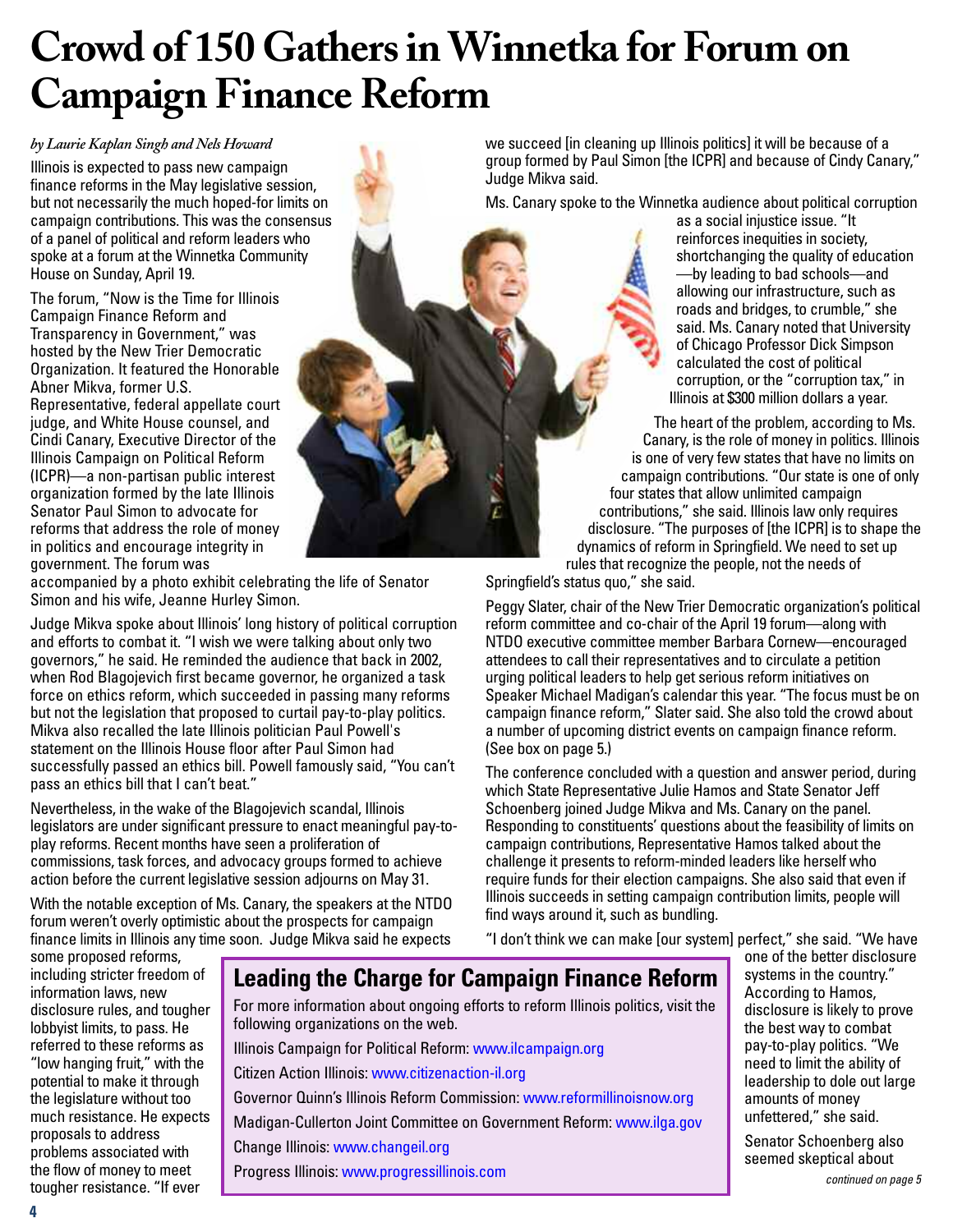# Crowd of 150 Gathers in Winnetka for Forum on Campaign Finance Reform

*by Laurie Kaplan Singh and Nels Howard*

Illinois is expected to pass new campaign finance reforms in the May legislative session, but not necessarily the much hoped-for limits on campaign contributions. This was the consensus of a panel of political and reform leaders who spoke at a forum at the Winnetka Community House on Sunday, April 19.

The forum, "Now is the Time for Illinois Campaign Finance Reform and Transparency in Government," was hosted by the New Trier Democratic Organization. It featured the Honorable Abner Mikva, former U.S. Representative, federal appellate court judge, and White House counsel, and Cindi Canary, Executive Director of the Illinois Campaign on Political Reform (ICPR)—a non-partisan public interest organization formed by the late Illinois Senator Paul Simon to advocate for reforms that address the role of money in politics and encourage integrity in government. The forum was accompanied by a photo exhibit celebrating the life of Senator Simon and his wife, Jeanne Hurley Simon.

Judge Mikva spoke about Illinois' long history of political corruption and efforts to combat it. "I wish we were talking about only two governors," he said. He reminded the audience that back in 2002, when Rod Blagojevich first became governor, he organized a task force on ethics reform, which succeeded in passing many reforms but not the legislation that proposed to curtail pay-to-play politics. Mikva also recalled the late Illinois politician Paul Powell's statement on the Illinois House floor after Paul Simon had successfully passed an ethics bill. Powell famously said, "You can't pass an ethics bill that I can't beat."

Nevertheless, in the wake of the Blagojevich scandal, Illinois legislators are under significant pressure to enact meaningful pay-to-play reforms. Recent months have seen a proliferation of commissions, task forces, and advocacy groups formed to achieve action before the current legislative session adjourns on May 31.

With the notable exception of Ms. Canary, the speakers at the NTDO forum weren't overly optimistic about the prospects for campaign finance limits in Illinois any time soon. Judge Mikva said he expects some proposed reforms, including stricter freedom of information laws, new disclosure rules, and tougher lobbyist limits, to pass. He referred to these reforms as "low hanging fruit," with the potential to make it through the legislature without too much resistance. He expects proposals to address problems associated with the flow of money to meet tougher resistance. "If ever we succeed [in cleaning up Illinois politics] it will be because of a group formed by Paul Simon [the ICPR] and because of Cindy Canary," Judge Mikva said.

Ms. Canary spoke to the Winnetka audience about political corruption as a social injustice issue. "It reinforces inequities in society, shortchanging the quality of education —by leading to bad schools—and allowing our infrastructure, such as roads and bridges, to crumble," she said. Ms. Canary noted that University of Chicago Professor Dick Simpson calculated the cost of political corruption, or the "corruption tax," in Illinois at $300 million dollars a year.

The heart of the problem, according to Ms. Canary, is the role of money in politics. Illinois is one of very few states that have no limits on campaign contributions. "Our state is one of only four states that allow unlimited campaign contributions," she said. Illinois law only requires disclosure. "The purposes of [the ICPR] is to shape the dynamics of reform in Springfield. We need to set up rules that recognize the people, not the needs of Springfield's status quo," she said.

Peggy Slater, chair of the New Trier Democratic organization's political reform committee and co-chair of the April 19 forum—along with NTDO executive committee member Barbara Cornew—encouraged attendees to call their representatives and to circulate a petition urging political leaders to help get serious reform initiatives on Speaker Michael Madigan's calendar this year. "The focus must be on campaign finance reform," Slater said. She also told the crowd about a number of upcoming district events on campaign finance reform. (See box on page 5.)

The conference concluded with a question and answer period, during which State Representative Julie Hamos and State Senator Jeff Schoenberg joined Judge Mikva and Ms. Canary on the panel. Responding to constituents' questions about the feasibility of limits on campaign contributions, Representative Hamos talked about the challenge it presents to reform-minded leaders like herself who require funds for their election campaigns. She also said that even if Illinois succeeds in setting campaign contribution limits, people will find ways around it, such as bundling.

"I don't think we can make [our system] perfect," she said. "We have one of the better disclosure systems in the country." According to Hamos, disclosure is likely to prove the best way to combat pay-to-play politics. "We need to limit the ability of leadership to dole out large amounts of money unfettered," she said.

Senator Schoenberg also seemed skeptical about

*continued on page 5*

## Leading the Charge for Campaign Finance Reform

For more information about ongoing efforts to reform Illinois politics, visit the following organizations on the web.

Illinois Campaign for Political Reform: www.ilcampaign.org

Citizen Action Illinois: www.citizenaction-il.org

Governor Quinn's Illinois Reform Commission: www.reformillinoisnow.org

Madigan-Cullerton Joint Committee on Government Reform: www.ilga.gov

Change Illinois: www.changeil.org

Progress Illinois: www.progressillinois.com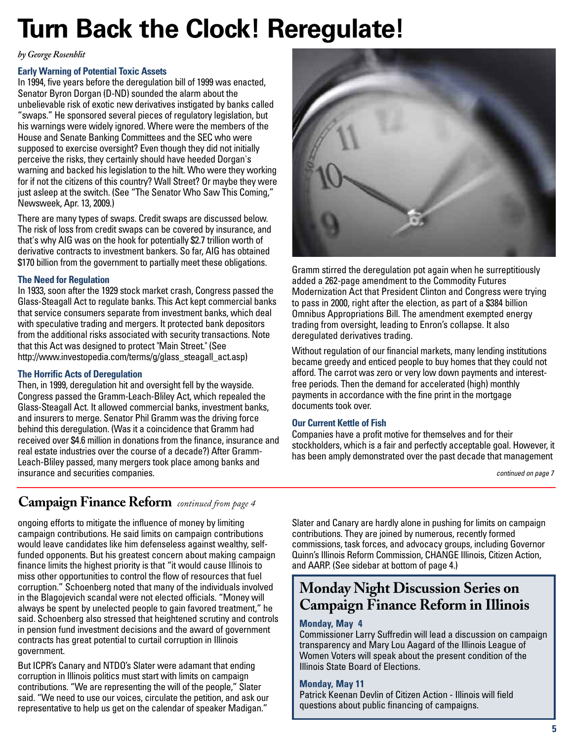# Turn Back the Clock! Reregulate!

*by George Rosenblit*

### Early Warning of Potential Toxic Assets

In 1994, five years before the deregulation bill of 1999 was enacted, Senator Byron Dorgan (D-ND) sounded the alarm about the unbelievable risk of exotic new derivatives instigated by banks called "swaps." He sponsored several pieces of regulatory legislation, but his warnings were widely ignored. Where were the members of the House and Senate Banking Committees and the SEC who were supposed to exercise oversight? Even though they did not initially perceive the risks, they certainly should have heeded Dorgan's warning and backed his legislation to the hilt. Who were they working for if not the citizens of this country? Wall Street? Or maybe they were just asleep at the switch. (See "The Senator Who Saw This Coming," Newsweek, Apr. 13, 2009.)

There are many types of swaps. Credit swaps are discussed below. The risk of loss from credit swaps can be covered by insurance, and that's why AIG was on the hook for potentially $2.7 trillion worth of derivative contracts to investment bankers. So far, AIG has obtained $170 billion from the government to partially meet these obligations.

### The Need for Regulation

In 1933, soon after the 1929 stock market crash, Congress passed the Glass-Steagall Act to regulate banks. This Act kept commercial banks that service consumers separate from investment banks, which deal with speculative trading and mergers. It protected bank depositors from the additional risks associated with security transactions. Note that this Act was designed to protect "Main Street." (See http://www.investopedia.com/terms/g/glass_steagall_act.asp)

### The Horrific Acts of Deregulation

Then, in 1999, deregulation hit and oversight fell by the wayside. Congress passed the Gramm-Leach-Bliley Act, which repealed the Glass-Steagall Act. It allowed commercial banks, investment banks, and insurers to merge. Senator Phil Gramm was the driving force behind this deregulation. (Was it a coincidence that Gramm had received over $4.6 million in donations from the finance, insurance and real estate industries over the course of a decade?) After Gramm-Leach-Bliley passed, many mergers took place among banks and insurance and securities companies.

Gramm stirred the deregulation pot again when he surreptitiously added a 262-page amendment to the Commodity Futures Modernization Act that President Clinton and Congress were trying to pass in 2000, right after the election, as part of a $384 billion Omnibus Appropriations Bill. The amendment exempted energy trading from oversight, leading to Enron's collapse. It also deregulated derivatives trading.

Without regulation of our financial markets, many lending institutions became greedy and enticed people to buy homes that they could not afford. The carrot was zero or very low down payments and interest-free periods. Then the demand for accelerated (high) monthly payments in accordance with the fine print in the mortgage documents took over.

### Our Current Kettle of Fish

Companies have a profit motive for themselves and for their stockholders, which is a fair and perfectly acceptable goal. However, it has been amply demonstrated over the past decade that management

*continued on page 7*

## Campaign Finance Reform *continued from page 4*

ongoing efforts to mitigate the influence of money by limiting campaign contributions. He said limits on campaign contributions would leave candidates like him defenseless against wealthy, self-funded opponents. But his greatest concern about making campaign finance limits the highest priority is that "it would cause Illinois to miss other opportunities to control the flow of resources that fuel corruption." Schoenberg noted that many of the individuals involved in the Blagojevich scandal were not elected officials. "Money will always be spent by unelected people to gain favored treatment," he said. Schoenberg also stressed that heightened scrutiny and controls in pension fund investment decisions and the award of government contracts has great potential to curtail corruption in Illinois government.

But ICPR's Canary and NTDO's Slater were adamant that ending corruption in Illinois politics must start with limits on campaign contributions. "We are representing the will of the people," Slater said. "We need to use our voices, circulate the petition, and ask our representative to help us get on the calendar of speaker Madigan."

Slater and Canary are hardly alone in pushing for limits on campaign contributions. They are joined by numerous, recently formed commissions, task forces, and advocacy groups, including Governor Quinn's Illinois Reform Commission, CHANGE Illinois, Citizen Action, and AARP. (See sidebar at bottom of page 4.)

## Monday Night Discussion Series on Campaign Finance Reform in Illinois

### Monday, May 4

Commissioner Larry Suffredin will lead a discussion on campaign transparency and Mary Lou Aagard of the Illinois League of Women Voters will speak about the present condition of the Illinois State Board of Elections.

### Monday, May 11

Patrick Keenan Devlin of Citizen Action - Illinois will field questions about public financing of campaigns.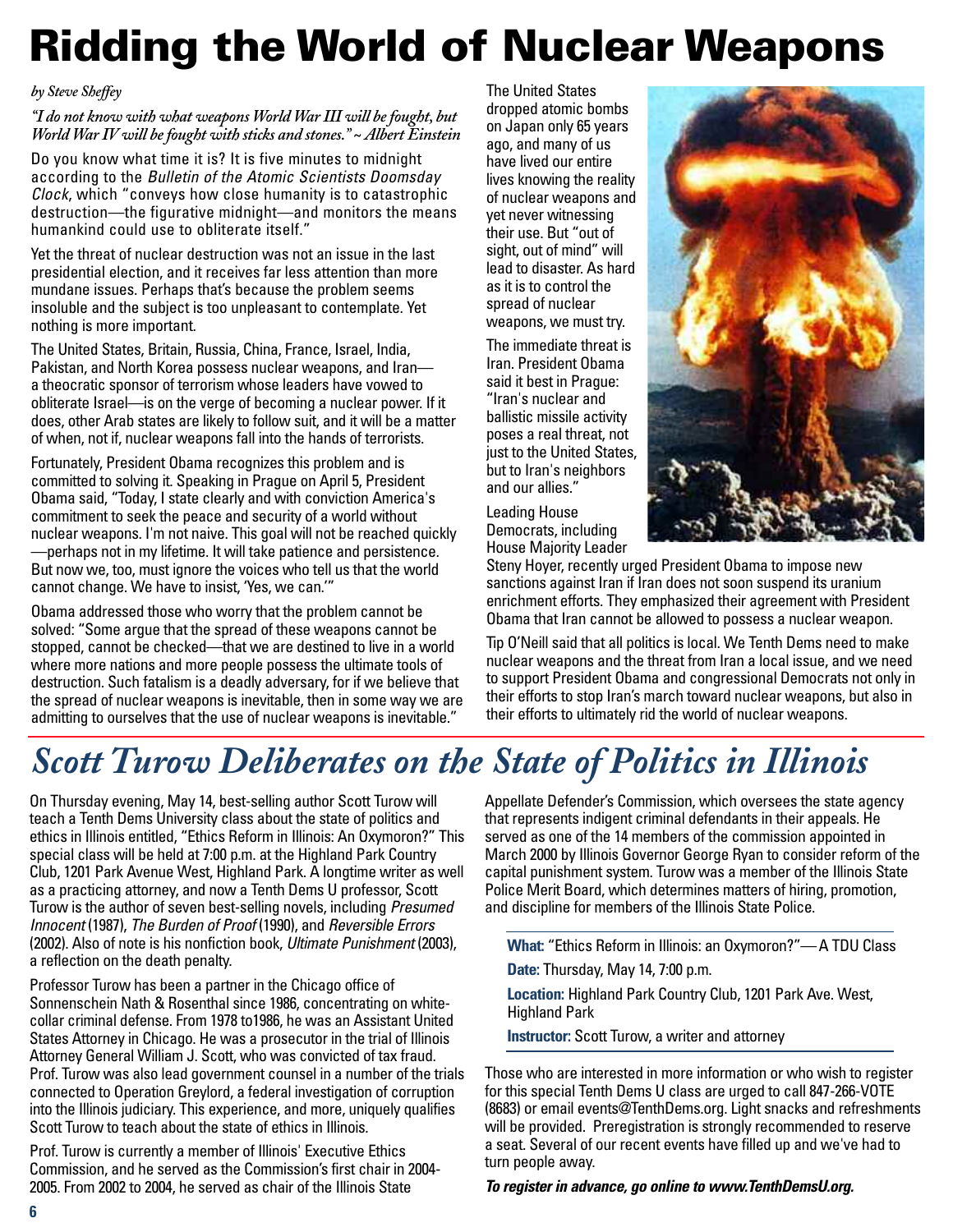# Ridding the World of Nuclear Weapons

*by Steve Sheffey*

*"I do not know with what weapons World War III will be fought, but World War IV will be fought with sticks and stones." ~ Albert Einstein*

Do you know what time it is? It is five minutes to midnight according to the *Bulletin of the Atomic Scientists Doomsday Clock*, which "conveys how close humanity is to catastrophic destruction—the figurative midnight—and monitors the means humankind could use to obliterate itself."

Yet the threat of nuclear destruction was not an issue in the last presidential election, and it receives far less attention than more mundane issues. Perhaps that's because the problem seems insoluble and the subject is too unpleasant to contemplate. Yet nothing is more important.

The United States, Britain, Russia, China, France, Israel, India, Pakistan, and North Korea possess nuclear weapons, and Iran—a theocratic sponsor of terrorism whose leaders have vowed to obliterate Israel—is on the verge of becoming a nuclear power. If it does, other Arab states are likely to follow suit, and it will be a matter of when, not if, nuclear weapons fall into the hands of terrorists.

Fortunately, President Obama recognizes this problem and is committed to solving it. Speaking in Prague on April 5, President Obama said, "Today, I state clearly and with conviction America's commitment to seek the peace and security of a world without nuclear weapons. I'm not naive. This goal will not be reached quickly—perhaps not in my lifetime. It will take patience and persistence. But now we, too, must ignore the voices who tell us that the world cannot change. We have to insist, 'Yes, we can.'"

Obama addressed those who worry that the problem cannot be solved: "Some argue that the spread of these weapons cannot be stopped, cannot be checked—that we are destined to live in a world where more nations and more people possess the ultimate tools of destruction. Such fatalism is a deadly adversary, for if we believe that the spread of nuclear weapons is inevitable, then in some way we are admitting to ourselves that the use of nuclear weapons is inevitable."

The United States dropped atomic bombs on Japan only 65 years ago, and many of us have lived our entire lives knowing the reality of nuclear weapons and yet never witnessing their use. But "out of sight, out of mind" will lead to disaster. As hard as it is to control the spread of nuclear weapons, we must try.

The immediate threat is Iran. President Obama said it best in Prague: "Iran's nuclear and ballistic missile activity poses a real threat, not just to the United States, but to Iran's neighbors and our allies."

Leading House Democrats, including House Majority Leader Steny Hoyer, recently urged President Obama to impose new sanctions against Iran if Iran does not soon suspend its uranium enrichment efforts. They emphasized their agreement with President Obama that Iran cannot be allowed to possess a nuclear weapon.

Tip O'Neill said that all politics is local. We Tenth Dems need to make nuclear weapons and the threat from Iran a local issue, and we need to support President Obama and congressional Democrats not only in their efforts to stop Iran's march toward nuclear weapons, but also in their efforts to ultimately rid the world of nuclear weapons.

# *Scott Turow Deliberates on the State of Politics in Illinois*

On Thursday evening, May 14, best-selling author Scott Turow will teach a Tenth Dems University class about the state of politics and ethics in Illinois entitled, "Ethics Reform in Illinois: An Oxymoron?" This special class will be held at 7:00 p.m. at the Highland Park Country Club, 1201 Park Avenue West, Highland Park. A longtime writer as well as a practicing attorney, and now a Tenth Dems U professor, Scott Turow is the author of seven best-selling novels, including *Presumed Innocent* (1987), *The Burden of Proof* (1990), and *Reversible Errors* (2002). Also of note is his nonfiction book, *Ultimate Punishment* (2003), a reflection on the death penalty.

Professor Turow has been a partner in the Chicago office of Sonnenschein Nath & Rosenthal since 1986, concentrating on white-collar criminal defense. From 1978 to1986, he was an Assistant United States Attorney in Chicago. He was a prosecutor in the trial of Illinois Attorney General William J. Scott, who was convicted of tax fraud. Prof. Turow was also lead government counsel in a number of the trials connected to Operation Greylord, a federal investigation of corruption into the Illinois judiciary. This experience, and more, uniquely qualifies Scott Turow to teach about the state of ethics in Illinois.

Prof. Turow is currently a member of Illinois' Executive Ethics Commission, and he served as the Commission's first chair in 2004-2005. From 2002 to 2004, he served as chair of the Illinois State Appellate Defender's Commission, which oversees the state agency that represents indigent criminal defendants in their appeals. He served as one of the 14 members of the commission appointed in March 2000 by Illinois Governor George Ryan to consider reform of the capital punishment system. Turow was a member of the Illinois State Police Merit Board, which determines matters of hiring, promotion, and discipline for members of the Illinois State Police.

**What:** "Ethics Reform in Illinois: an Oxymoron?"—A TDU Class

**Date:** Thursday, May 14, 7:00 p.m.

**Location:** Highland Park Country Club, 1201 Park Ave. West, Highland Park

**Instructor:** Scott Turow, a writer and attorney

Those who are interested in more information or who wish to register for this special Tenth Dems U class are urged to call 847-266-VOTE (8683) or email events@TenthDems.org. Light snacks and refreshments will be provided. Preregistration is strongly recommended to reserve a seat. Several of our recent events have filled up and we've had to turn people away.

***To register in advance, go online to www.TenthDemsU.org.***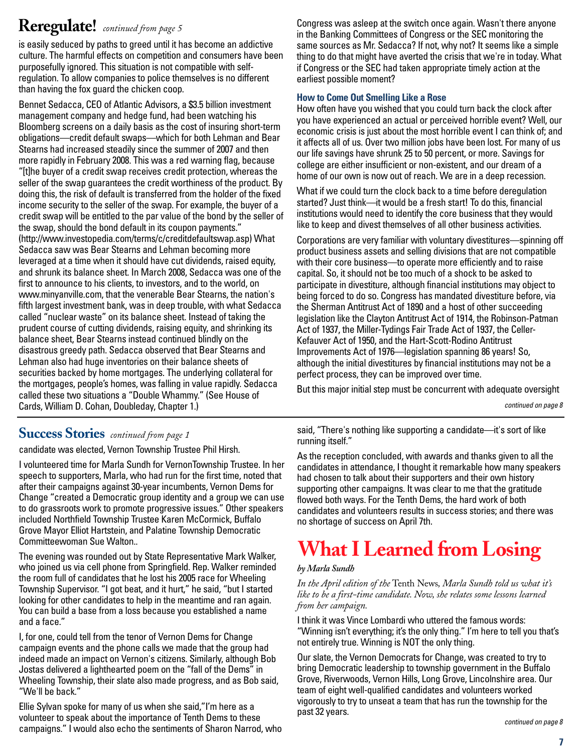## Reregulate! *continued from page 5*

is easily seduced by paths to greed until it has become an addictive culture. The harmful effects on competition and consumers have been purposefully ignored. This situation is not compatible with self-regulation. To allow companies to police themselves is no different than having the fox guard the chicken coop.

Bennet Sedacca, CEO of Atlantic Advisors, a $3.5 billion investment management company and hedge fund, had been watching his Bloomberg screens on a daily basis as the cost of insuring short-term obligations—credit default swaps—which for both Lehman and Bear Stearns had increased steadily since the summer of 2007 and then more rapidly in February 2008. This was a red warning flag, because "[t]he buyer of a credit swap receives credit protection, whereas the seller of the swap guarantees the credit worthiness of the product. By doing this, the risk of default is transferred from the holder of the fixed income security to the seller of the swap. For example, the buyer of a credit swap will be entitled to the par value of the bond by the seller of the swap, should the bond default in its coupon payments." (http://www.investopedia.com/terms/c/creditdefaultswap.asp) What Sedacca saw was Bear Stearns and Lehman becoming more leveraged at a time when it should have cut dividends, raised equity, and shrunk its balance sheet. In March 2008, Sedacca was one of the first to announce to his clients, to investors, and to the world, on www.minyanville.com, that the venerable Bear Stearns, the nation's fifth largest investment bank, was in deep trouble, with what Sedacca called "nuclear waste" on its balance sheet. Instead of taking the prudent course of cutting dividends, raising equity, and shrinking its balance sheet, Bear Stearns instead continued blindly on the disastrous greedy path. Sedacca observed that Bear Stearns and Lehman also had huge inventories on their balance sheets of securities backed by home mortgages. The underlying collateral for the mortgages, people's homes, was falling in value rapidly. Sedacca called these two situations a "Double Whammy." (See House of Cards, William D. Cohan, Doubleday, Chapter 1.)

Congress was asleep at the switch once again. Wasn't there anyone in the Banking Committees of Congress or the SEC monitoring the same sources as Mr. Sedacca? If not, why not? It seems like a simple thing to do that might have averted the crisis that we're in today. What if Congress or the SEC had taken appropriate timely action at the earliest possible moment?

### How to Come Out Smelling Like a Rose

How often have you wished that you could turn back the clock after you have experienced an actual or perceived horrible event? Well, our economic crisis is just about the most horrible event I can think of; and it affects all of us. Over two million jobs have been lost. For many of us our life savings have shrunk 25 to 50 percent, or more. Savings for college are either insufficient or non-existent, and our dream of a home of our own is now out of reach. We are in a deep recession.

What if we could turn the clock back to a time before deregulation started? Just think—it would be a fresh start! To do this, financial institutions would need to identify the core business that they would like to keep and divest themselves of all other business activities.

Corporations are very familiar with voluntary divestitures—spinning off product business assets and selling divisions that are not compatible with their core business—to operate more efficiently and to raise capital. So, it should not be too much of a shock to be asked to participate in divestiture, although financial institutions may object to being forced to do so. Congress has mandated divestiture before, via the Sherman Antitrust Act of 1890 and a host of other succeeding legislation like the Clayton Antitrust Act of 1914, the Robinson-Patman Act of 1937, the Miller-Tydings Fair Trade Act of 1937, the Celler-Kefauver Act of 1950, and the Hart-Scott-Rodino Antitrust Improvements Act of 1976—legislation spanning 86 years! So, although the initial divestitures by financial institutions may not be a perfect process, they can be improved over time.

But this major initial step must be concurrent with adequate oversight

*continued on page 8*

## Success Stories *continued from page 1*

candidate was elected, Vernon Township Trustee Phil Hirsh.

I volunteered time for Marla Sundh for VernonTownship Trustee. In her speech to supporters, Marla, who had run for the first time, noted that after their campaigns against 30-year incumbents, Vernon Dems for Change "created a Democratic group identity and a group we can use to do grassroots work to promote progressive issues." Other speakers included Northfield Township Trustee Karen McCormick, Buffalo Grove Mayor Elliot Hartstein, and Palatine Township Democratic Committeewoman Sue Walton..

The evening was rounded out by State Representative Mark Walker, who joined us via cell phone from Springfield. Rep. Walker reminded the room full of candidates that he lost his 2005 race for Wheeling Township Supervisor. "I got beat, and it hurt," he said, "but I started looking for other candidates to help in the meantime and ran again. You can build a base from a loss because you established a name and a face."

I, for one, could tell from the tenor of Vernon Dems for Change campaign events and the phone calls we made that the group had indeed made an impact on Vernon's citizens. Similarly, although Bob Jostas delivered a lighthearted poem on the "fall of the Dems" in Wheeling Township, their slate also made progress, and as Bob said, "We'll be back."

Ellie Sylvan spoke for many of us when she said,"I'm here as a volunteer to speak about the importance of Tenth Dems to these campaigns." I would also echo the sentiments of Sharon Narrod, who said, "There's nothing like supporting a candidate—it's sort of like running itself."

As the reception concluded, with awards and thanks given to all the candidates in attendance, I thought it remarkable how many speakers had chosen to talk about their supporters and their own history supporting other campaigns. It was clear to me that the gratitude flowed both ways. For the Tenth Dems, the hard work of both candidates and volunteers results in success stories; and there was no shortage of success on April 7th.

# What I Learned from Losing

*by Marla Sundh*

*In the April edition of the* Tenth News, *Marla Sundh told us what it's like to be a first-time candidate. Now, she relates some lessons learned from her campaign.*

I think it was Vince Lombardi who uttered the famous words: "Winning isn't everything; it's the only thing." I'm here to tell you that's not entirely true. Winning is NOT the only thing.

Our slate, the Vernon Democrats for Change, was created to try to bring Democratic leadership to township government in the Buffalo Grove, Riverwoods, Vernon Hills, Long Grove, Lincolnshire area. Our team of eight well-qualified candidates and volunteers worked vigorously to try to unseat a team that has run the township for the past 32 years.

*continued on page 8*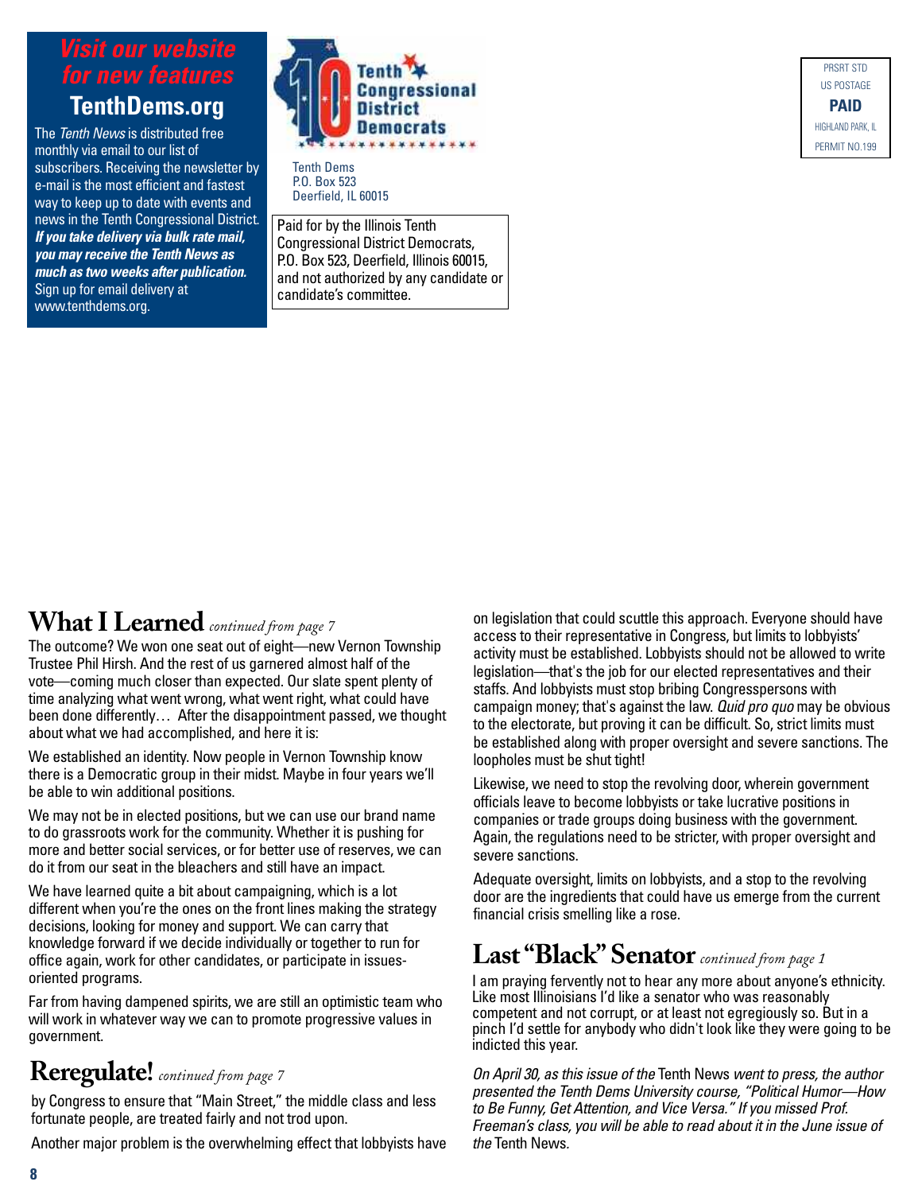## Visit our website for new features

**TenthDems.org**

The *Tenth News* is distributed free monthly via email to our list of subscribers. Receiving the newsletter by e-mail is the most efficient and fastest way to keep up to date with events and news in the Tenth Congressional District. ***If you take delivery via bulk rate mail, you may receive the Tenth News as much as two weeks after publication.*** Sign up for email delivery at www.tenthdems.org.

Tenth Congressional District Democrats

Tenth Dems
P.O. Box 523
Deerfield, IL 60015

Paid for by the Illinois Tenth Congressional District Democrats, P.O. Box 523, Deerfield, Illinois 60015, and not authorized by any candidate or candidate's committee.

PRSRT STD
US POSTAGE
**PAID**
HIGHLAND PARK, IL
PERMIT NO.199

## What I Learned *continued from page 7*

The outcome? We won one seat out of eight—new Vernon Township Trustee Phil Hirsh. And the rest of us garnered almost half of the vote—coming much closer than expected. Our slate spent plenty of time analyzing what went wrong, what went right, what could have been done differently… After the disappointment passed, we thought about what we had accomplished, and here it is:

We established an identity. Now people in Vernon Township know there is a Democratic group in their midst. Maybe in four years we'll be able to win additional positions.

We may not be in elected positions, but we can use our brand name to do grassroots work for the community. Whether it is pushing for more and better social services, or for better use of reserves, we can do it from our seat in the bleachers and still have an impact.

We have learned quite a bit about campaigning, which is a lot different when you're the ones on the front lines making the strategy decisions, looking for money and support. We can carry that knowledge forward if we decide individually or together to run for office again, work for other candidates, or participate in issues-oriented programs.

Far from having dampened spirits, we are still an optimistic team who will work in whatever way we can to promote progressive values in government.

## Reregulate! *continued from page 7*

by Congress to ensure that "Main Street," the middle class and less fortunate people, are treated fairly and not trod upon.

Another major problem is the overwhelming effect that lobbyists have on legislation that could scuttle this approach. Everyone should have access to their representative in Congress, but limits to lobbyists' activity must be established. Lobbyists should not be allowed to write legislation—that's the job for our elected representatives and their staffs. And lobbyists must stop bribing Congresspersons with campaign money; that's against the law. *Quid pro quo* may be obvious to the electorate, but proving it can be difficult. So, strict limits must be established along with proper oversight and severe sanctions. The loopholes must be shut tight!

Likewise, we need to stop the revolving door, wherein government officials leave to become lobbyists or take lucrative positions in companies or trade groups doing business with the government. Again, the regulations need to be stricter, with proper oversight and severe sanctions.

Adequate oversight, limits on lobbyists, and a stop to the revolving door are the ingredients that could have us emerge from the current financial crisis smelling like a rose.

## Last "Black" Senator *continued from page 1*

I am praying fervently not to hear any more about anyone's ethnicity. Like most Illinoisians I'd like a senator who was reasonably competent and not corrupt, or at least not egregiously so. But in a pinch I'd settle for anybody who didn't look like they were going to be indicted this year.

*On April 30, as this issue of the* Tenth News *went to press, the author presented the Tenth Dems University course, "Political Humor—How to Be Funny, Get Attention, and Vice Versa." If you missed Prof. Freeman's class, you will be able to read about it in the June issue of the* Tenth News.